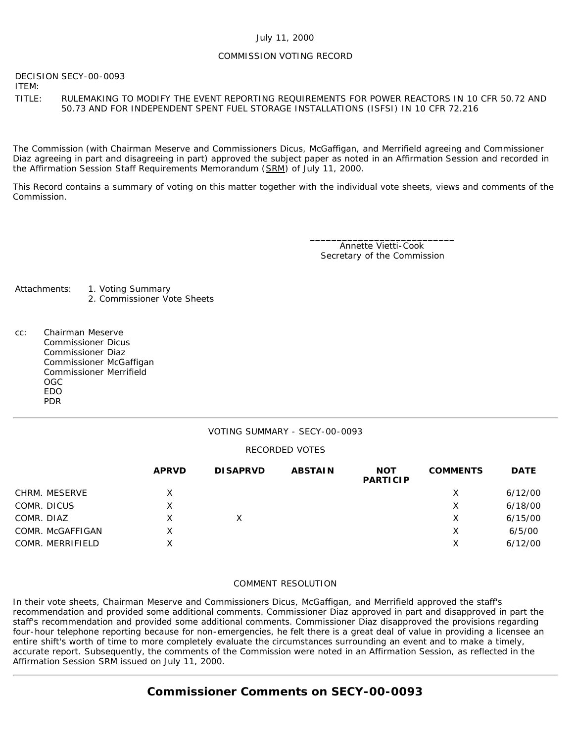July 11, 2000

COMMISSION VOTING RECORD

DECISION ITEM: SECY-00-0093

TITLE: RULEMAKING TO MODIFY THE EVENT REPORTING REQUIREMENTS FOR POWER REACTORS IN 10 CFR 50.72 AND 50.73 AND FOR INDEPENDENT SPENT FUEL STORAGE INSTALLATIONS (ISFSI) IN 10 CFR 72.216

The Commission (with Chairman Meserve and Commissioners Dicus, McGaffigan, and Merrifield agreeing and Commissioner Diaz agreeing in part and disagreeing in part) approved the subject paper as noted in an Affirmation Session and recorded in the Affirmation Session Staff Requirements Memorandum (SRM) of July 11, 2000.

This Record contains a summary of voting on this matter together with the individual vote sheets, views and comments of the Commission.

\_\_\_\_\_\_\_\_\_\_\_\_\_\_\_\_\_\_\_\_\_\_\_\_\_\_\_\_
Annette Vietti-Cook
Secretary of the Commission

Attachments:
1. Voting Summary
2. Commissioner Vote Sheets

cc:
Chairman Meserve
Commissioner Dicus
Commissioner Diaz
Commissioner McGaffigan
Commissioner Merrifield
OGC
EDO
PDR

---

VOTING SUMMARY - SECY-00-0093

RECORDED VOTES

| | APRVD | DISAPRVD | ABSTAIN | NOT PARTICIP | COMMENTS | DATE |
|---|---|---|---|---|---|---|
| CHRM. MESERVE | X | | | | X | 6/12/00 |
| COMR. DICUS | X | | | | X | 6/18/00 |
| COMR. DIAZ | X | X | | | X | 6/15/00 |
| COMR. McGAFFIGAN | X | | | | X | 6/5/00 |
| COMR. MERRIFIELD | X | | | | X | 6/12/00 |

COMMENT RESOLUTION

In their vote sheets, Chairman Meserve and Commissioners Dicus, McGaffigan, and Merrifield approved the staff's recommendation and provided some additional comments. Commissioner Diaz approved in part and disapproved in part the staff's recommendation and provided some additional comments. Commissioner Diaz disapproved the provisions regarding four-hour telephone reporting because for non-emergencies, he felt there is a great deal of value in providing a licensee an entire shift's worth of time to more completely evaluate the circumstances surrounding an event and to make a timely, accurate report. Subsequently, the comments of the Commission were noted in an Affirmation Session, as reflected in the Affirmation Session SRM issued on July 11, 2000.

---

## Commissioner Comments on SECY-00-0093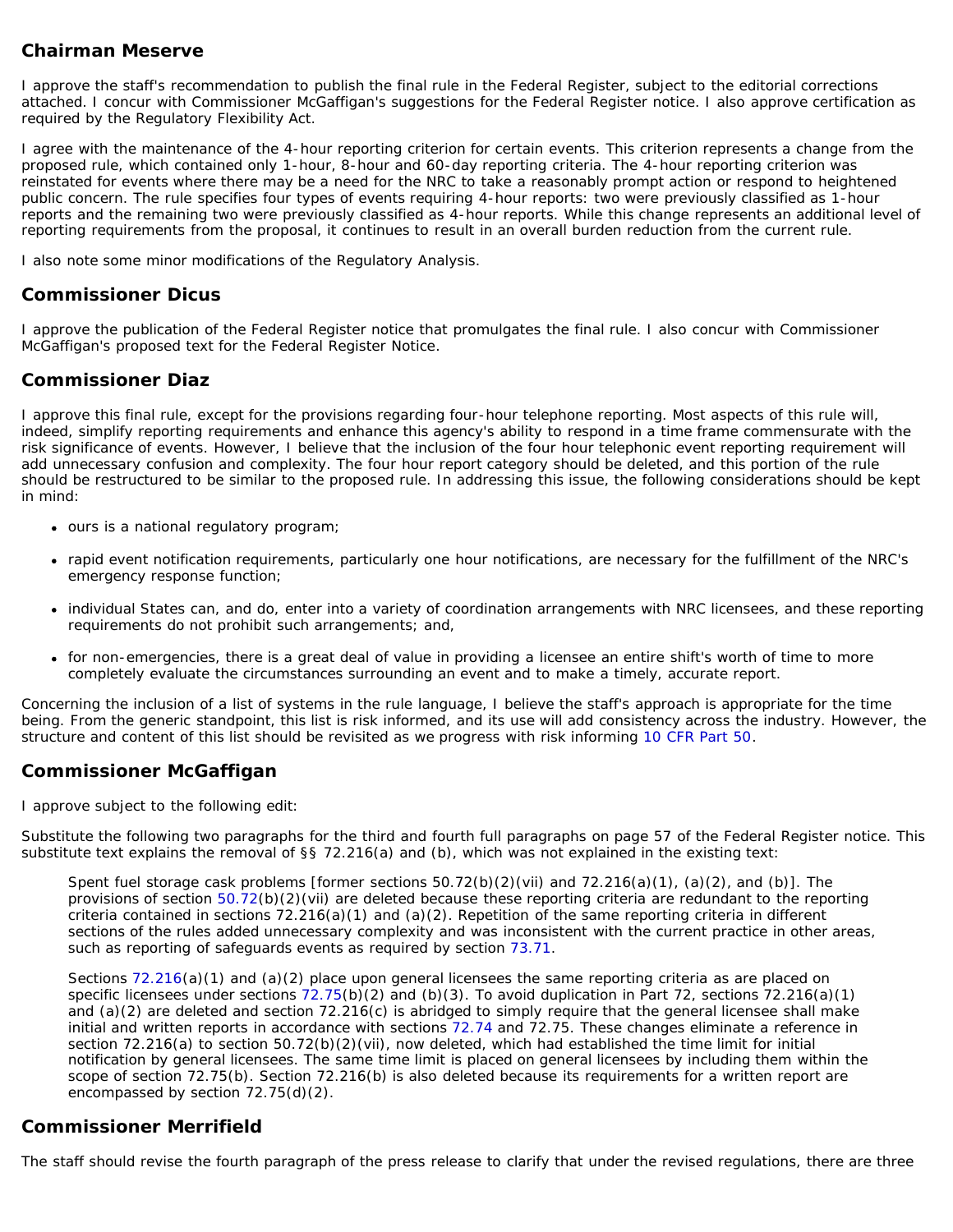## Chairman Meserve

I approve the staff's recommendation to publish the final rule in the Federal Register, subject to the editorial corrections attached. I concur with Commissioner McGaffigan's suggestions for the Federal Register notice. I also approve certification as required by the Regulatory Flexibility Act.

I agree with the maintenance of the 4-hour reporting criterion for certain events. This criterion represents a change from the proposed rule, which contained only 1-hour, 8-hour and 60-day reporting criteria. The 4-hour reporting criterion was reinstated for events where there may be a need for the NRC to take a reasonably prompt action or respond to heightened public concern. The rule specifies four types of events requiring 4-hour reports: two were previously classified as 1-hour reports and the remaining two were previously classified as 4-hour reports. While this change represents an additional level of reporting requirements from the proposal, it continues to result in an overall burden reduction from the current rule.

I also note some minor modifications of the Regulatory Analysis.

## Commissioner Dicus

I approve the publication of the Federal Register notice that promulgates the final rule. I also concur with Commissioner McGaffigan's proposed text for the Federal Register Notice.

## Commissioner Diaz

I approve this final rule, except for the provisions regarding four-hour telephone reporting. Most aspects of this rule will, indeed, simplify reporting requirements and enhance this agency's ability to respond in a time frame commensurate with the risk significance of events. However, I believe that the inclusion of the four hour telephonic event reporting requirement will add unnecessary confusion and complexity. The four hour report category should be deleted, and this portion of the rule should be restructured to be similar to the proposed rule. In addressing this issue, the following considerations should be kept in mind:

- ours is a national regulatory program;
- rapid event notification requirements, particularly one hour notifications, are necessary for the fulfillment of the NRC's emergency response function;
- individual States can, and do, enter into a variety of coordination arrangements with NRC licensees, and these reporting requirements do not prohibit such arrangements; and,
- for non-emergencies, there is a great deal of value in providing a licensee an entire shift's worth of time to more completely evaluate the circumstances surrounding an event and to make a timely, accurate report.

Concerning the inclusion of a list of systems in the rule language, I believe the staff's approach is appropriate for the time being. From the generic standpoint, this list is risk informed, and its use will add consistency across the industry. However, the structure and content of this list should be revisited as we progress with risk informing 10 CFR Part 50.

## Commissioner McGaffigan

I approve subject to the following edit:

Substitute the following two paragraphs for the third and fourth full paragraphs on page 57 of the Federal Register notice. This substitute text explains the removal of §§ 72.216(a) and (b), which was not explained in the existing text:

> Spent fuel storage cask problems [former sections 50.72(b)(2)(vii) and 72.216(a)(1), (a)(2), and (b)]. The provisions of section 50.72(b)(2)(vii) are deleted because these reporting criteria are redundant to the reporting criteria contained in sections 72.216(a)(1) and (a)(2). Repetition of the same reporting criteria in different sections of the rules added unnecessary complexity and was inconsistent with the current practice in other areas, such as reporting of safeguards events as required by section 73.71.
>
> Sections 72.216(a)(1) and (a)(2) place upon general licensees the same reporting criteria as are placed on specific licensees under sections 72.75(b)(2) and (b)(3). To avoid duplication in Part 72, sections 72.216(a)(1) and (a)(2) are deleted and section 72.216(c) is abridged to simply require that the general licensee shall make initial and written reports in accordance with sections 72.74 and 72.75. These changes eliminate a reference in section 72.216(a) to section 50.72(b)(2)(vii), now deleted, which had established the time limit for initial notification by general licensees. The same time limit is placed on general licensees by including them within the scope of section 72.75(b). Section 72.216(b) is also deleted because its requirements for a written report are encompassed by section 72.75(d)(2).

## Commissioner Merrifield

The staff should revise the fourth paragraph of the press release to clarify that under the revised regulations, there are three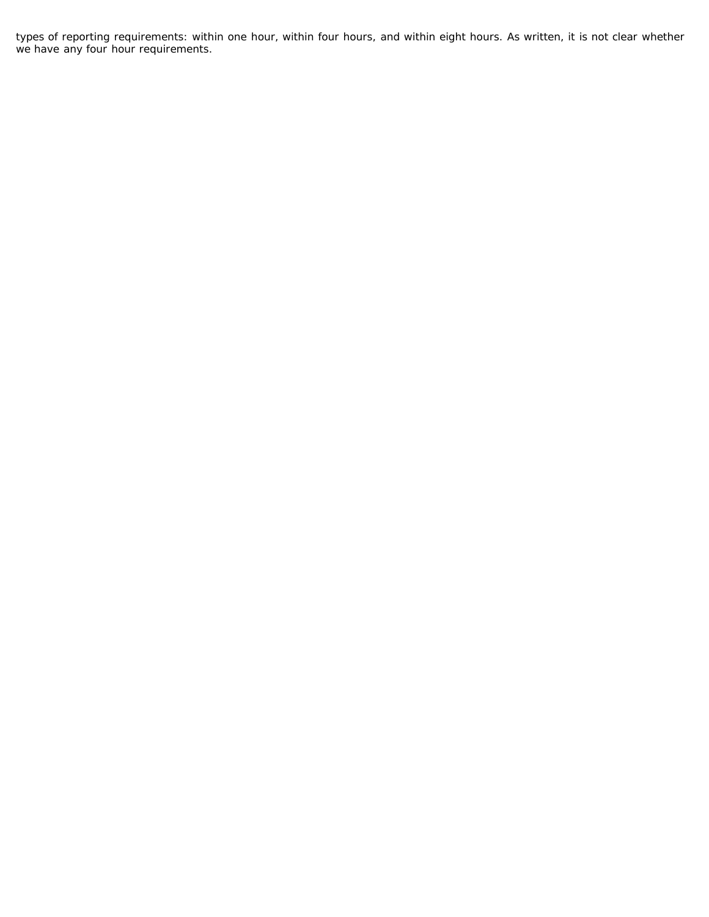types of reporting requirements: within one hour, within four hours, and within eight hours. As written, it is not clear whether we have any four hour requirements.